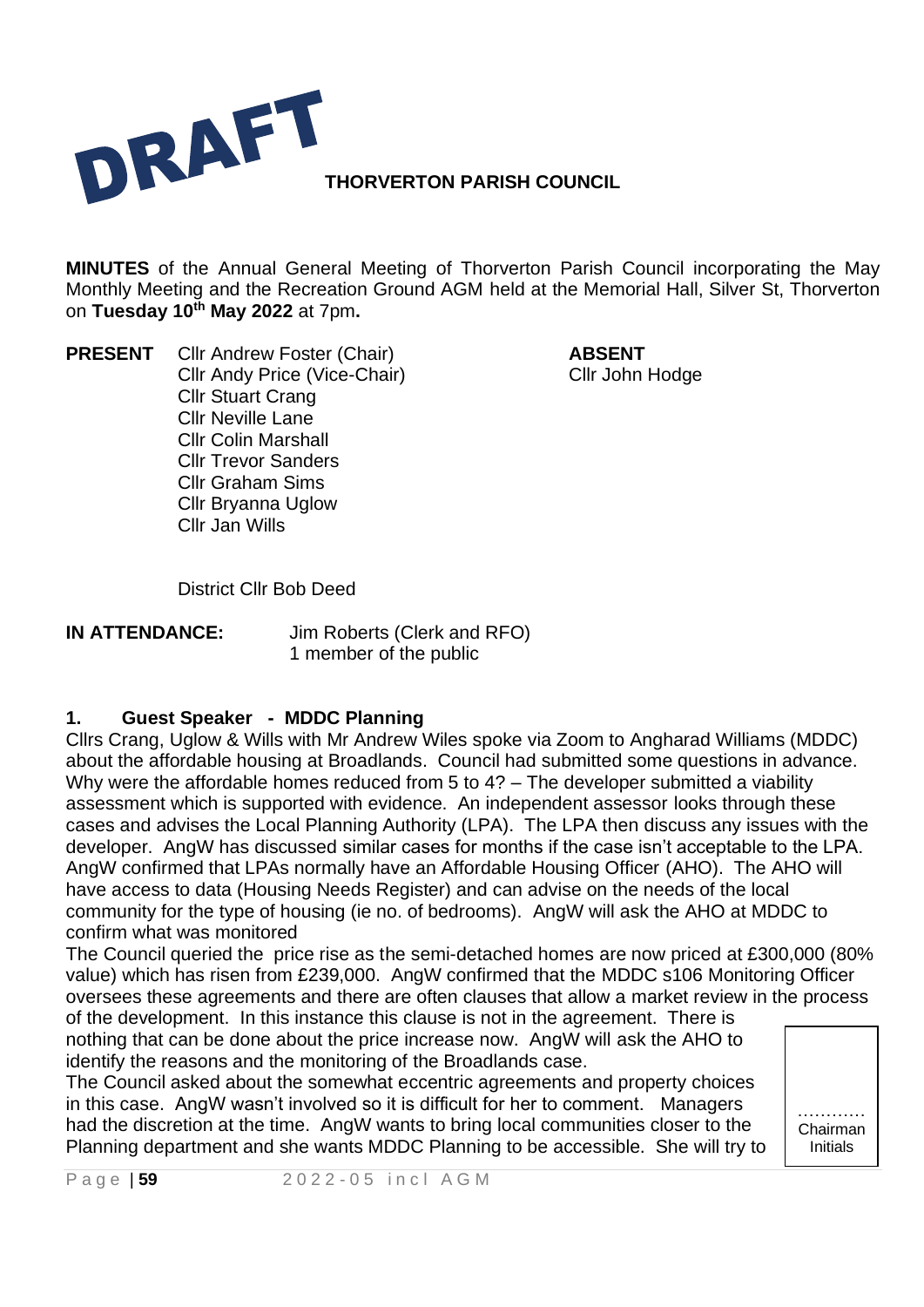DRAFT

# THORVERTON PARISH COUNCIL

**MINUTES** of the Annual General Meeting of Thorverton Parish Council incorporating the May Monthly Meeting and the Recreation Ground AGM held at the Memorial Hall, Silver St, Thorverton on **Tuesday 10th May 2022** at 7pm**.**

**PRESENT**
Cllr Andrew Foster (Chair)
Cllr Andy Price (Vice-Chair)
Cllr Stuart Crang
Cllr Neville Lane
Cllr Colin Marshall
Cllr Trevor Sanders
Cllr Graham Sims
Cllr Bryanna Uglow
Cllr Jan Wills

District Cllr Bob Deed

**ABSENT**
Cllr John Hodge

**IN ATTENDANCE:**
Jim Roberts (Clerk and RFO)
1 member of the public

## 1. Guest Speaker - MDDC Planning

Cllrs Crang, Uglow & Wills with Mr Andrew Wiles spoke via Zoom to Angharad Williams (MDDC) about the affordable housing at Broadlands. Council had submitted some questions in advance. Why were the affordable homes reduced from 5 to 4? – The developer submitted a viability assessment which is supported with evidence. An independent assessor looks through these cases and advises the Local Planning Authority (LPA). The LPA then discuss any issues with the developer. AngW has discussed similar cases for months if the case isn't acceptable to the LPA. AngW confirmed that LPAs normally have an Affordable Housing Officer (AHO). The AHO will have access to data (Housing Needs Register) and can advise on the needs of the local community for the type of housing (ie no. of bedrooms). AngW will ask the AHO at MDDC to confirm what was monitored

The Council queried the price rise as the semi-detached homes are now priced at £300,000 (80% value) which has risen from £239,000. AngW confirmed that the MDDC s106 Monitoring Officer oversees these agreements and there are often clauses that allow a market review in the process of the development. In this instance this clause is not in the agreement. There is nothing that can be done about the price increase now. AngW will ask the AHO to identify the reasons and the monitoring of the Broadlands case.

The Council asked about the somewhat eccentric agreements and property choices in this case. AngW wasn't involved so it is difficult for her to comment. Managers had the discretion at the time. AngW wants to bring local communities closer to the Planning department and she wants MDDC Planning to be accessible. She will try to

………… Chairman Initials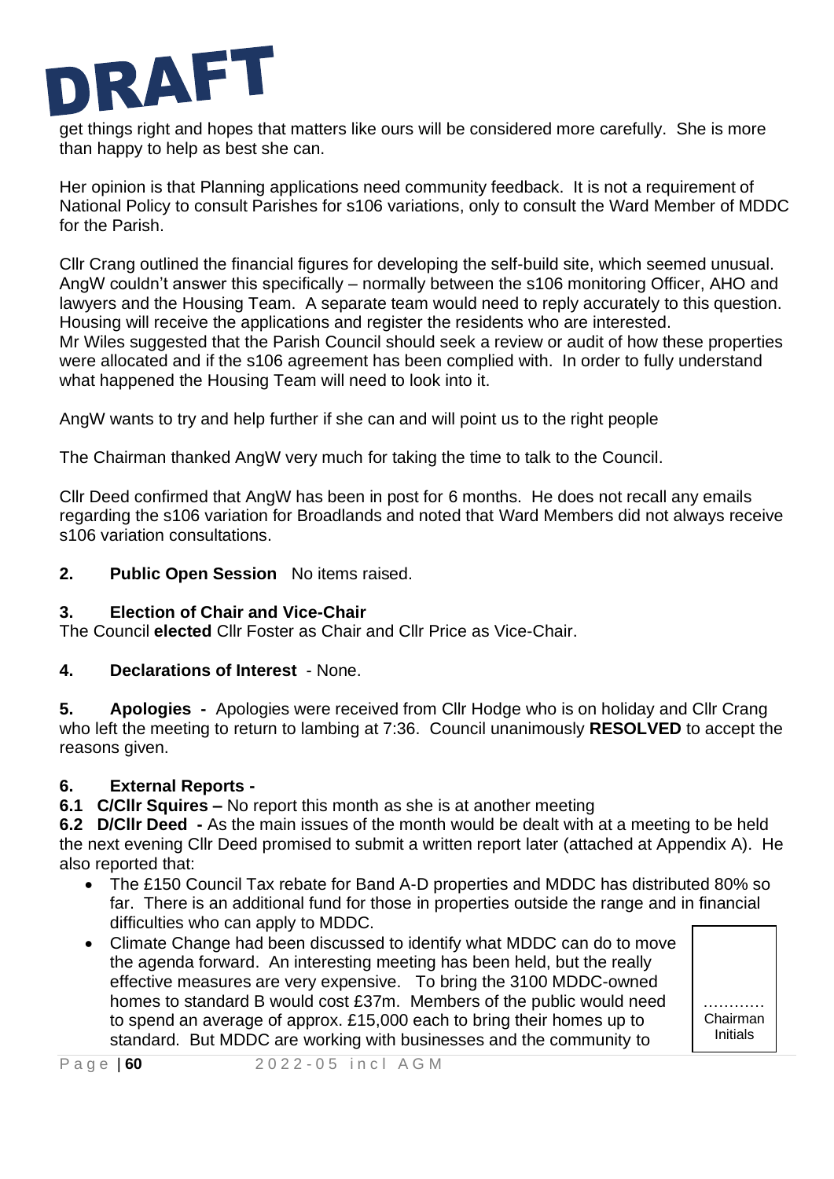DRAFT

get things right and hopes that matters like ours will be considered more carefully. She is more than happy to help as best she can.

Her opinion is that Planning applications need community feedback. It is not a requirement of National Policy to consult Parishes for s106 variations, only to consult the Ward Member of MDDC for the Parish.

Cllr Crang outlined the financial figures for developing the self-build site, which seemed unusual. AngW couldn't answer this specifically – normally between the s106 monitoring Officer, AHO and lawyers and the Housing Team. A separate team would need to reply accurately to this question. Housing will receive the applications and register the residents who are interested.
Mr Wiles suggested that the Parish Council should seek a review or audit of how these properties were allocated and if the s106 agreement has been complied with. In order to fully understand what happened the Housing Team will need to look into it.

AngW wants to try and help further if she can and will point us to the right people

The Chairman thanked AngW very much for taking the time to talk to the Council.

Cllr Deed confirmed that AngW has been in post for 6 months. He does not recall any emails regarding the s106 variation for Broadlands and noted that Ward Members did not always receive s106 variation consultations.

**2. Public Open Session** No items raised.

**3. Election of Chair and Vice-Chair**
The Council **elected** Cllr Foster as Chair and Cllr Price as Vice-Chair.

**4. Declarations of Interest** - None.

**5. Apologies -** Apologies were received from Cllr Hodge who is on holiday and Cllr Crang who left the meeting to return to lambing at 7:36. Council unanimously **RESOLVED** to accept the reasons given.

**6. External Reports -**

**6.1 C/Cllr Squires –** No report this month as she is at another meeting

**6.2 D/Cllr Deed -** As the main issues of the month would be dealt with at a meeting to be held the next evening Cllr Deed promised to submit a written report later (attached at Appendix A). He also reported that:

- The £150 Council Tax rebate for Band A-D properties and MDDC has distributed 80% so far. There is an additional fund for those in properties outside the range and in financial difficulties who can apply to MDDC.
- Climate Change had been discussed to identify what MDDC can do to move the agenda forward. An interesting meeting has been held, but the really effective measures are very expensive. To bring the 3100 MDDC-owned homes to standard B would cost £37m. Members of the public would need to spend an average of approx. £15,000 each to bring their homes up to standard. But MDDC are working with businesses and the community to

………… Chairman Initials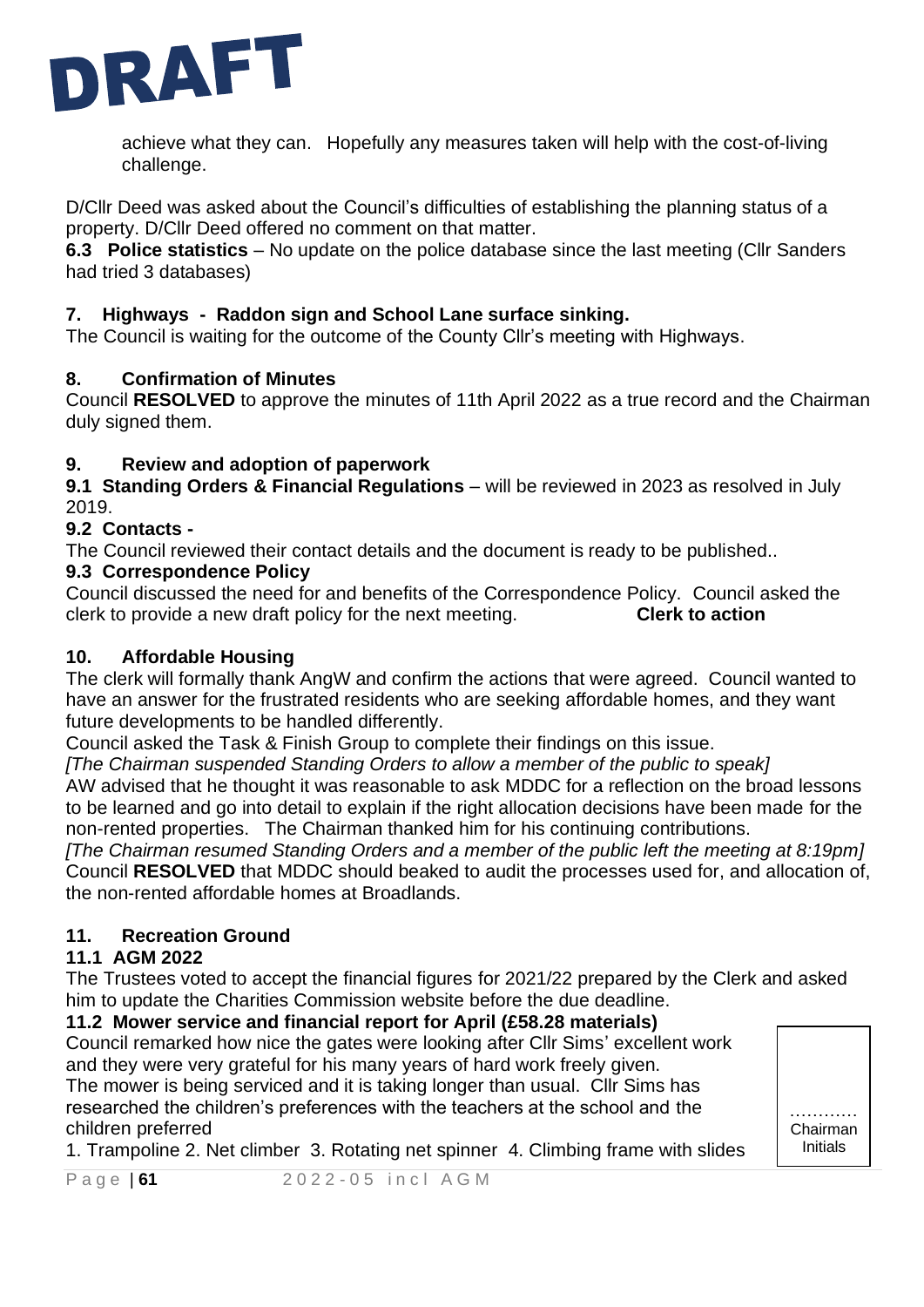DRAFT

achieve what they can. Hopefully any measures taken will help with the cost-of-living challenge.

D/Cllr Deed was asked about the Council's difficulties of establishing the planning status of a property. D/Cllr Deed offered no comment on that matter.

**6.3 Police statistics** – No update on the police database since the last meeting (Cllr Sanders had tried 3 databases)

## 7. Highways - Raddon sign and School Lane surface sinking.

The Council is waiting for the outcome of the County Cllr's meeting with Highways.

## 8. Confirmation of Minutes

Council **RESOLVED** to approve the minutes of 11th April 2022 as a true record and the Chairman duly signed them.

## 9. Review and adoption of paperwork

**9.1 Standing Orders & Financial Regulations** – will be reviewed in 2023 as resolved in July 2019.

**9.2 Contacts -**

The Council reviewed their contact details and the document is ready to be published..

**9.3 Correspondence Policy**

Council discussed the need for and benefits of the Correspondence Policy. Council asked the clerk to provide a new draft policy for the next meeting. **Clerk to action**

## 10. Affordable Housing

The clerk will formally thank AngW and confirm the actions that were agreed. Council wanted to have an answer for the frustrated residents who are seeking affordable homes, and they want future developments to be handled differently.

Council asked the Task & Finish Group to complete their findings on this issue.

*[The Chairman suspended Standing Orders to allow a member of the public to speak]*

AW advised that he thought it was reasonable to ask MDDC for a reflection on the broad lessons to be learned and go into detail to explain if the right allocation decisions have been made for the non-rented properties. The Chairman thanked him for his continuing contributions.

*[The Chairman resumed Standing Orders and a member of the public left the meeting at 8:19pm]*

Council **RESOLVED** that MDDC should beaked to audit the processes used for, and allocation of, the non-rented affordable homes at Broadlands.

## 11. Recreation Ground

**11.1 AGM 2022**

The Trustees voted to accept the financial figures for 2021/22 prepared by the Clerk and asked him to update the Charities Commission website before the due deadline.

**11.2 Mower service and financial report for April (£58.28 materials)**

Council remarked how nice the gates were looking after Cllr Sims' excellent work and they were very grateful for his many years of hard work freely given.

The mower is being serviced and it is taking longer than usual. Cllr Sims has researched the children's preferences with the teachers at the school and the children preferred

1. Trampoline 2. Net climber 3. Rotating net spinner 4. Climbing frame with slides

………… Chairman Initials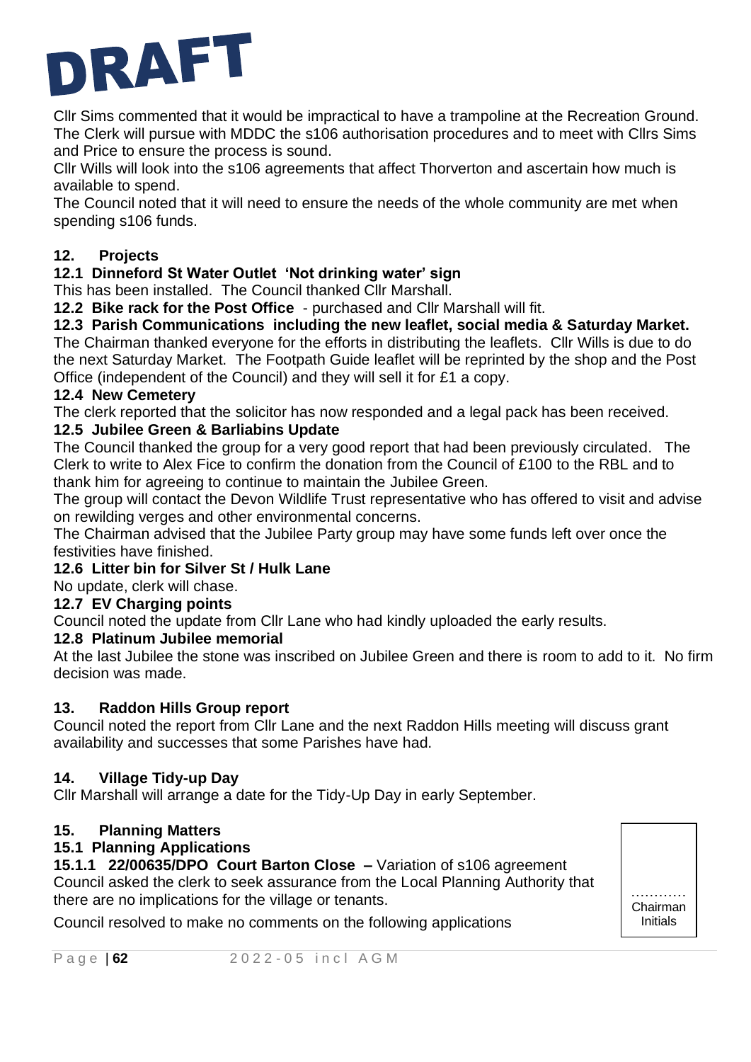DRAFT

Cllr Sims commented that it would be impractical to have a trampoline at the Recreation Ground. The Clerk will pursue with MDDC the s106 authorisation procedures and to meet with Cllrs Sims and Price to ensure the process is sound.
Cllr Wills will look into the s106 agreements that affect Thorverton and ascertain how much is available to spend.
The Council noted that it will need to ensure the needs of the whole community are met when spending s106 funds.

## 12. Projects

**12.1 Dinneford St Water Outlet 'Not drinking water' sign**
This has been installed. The Council thanked Cllr Marshall.

**12.2 Bike rack for the Post Office** - purchased and Cllr Marshall will fit.

**12.3 Parish Communications including the new leaflet, social media & Saturday Market.**
The Chairman thanked everyone for the efforts in distributing the leaflets. Cllr Wills is due to do the next Saturday Market. The Footpath Guide leaflet will be reprinted by the shop and the Post Office (independent of the Council) and they will sell it for £1 a copy.

**12.4 New Cemetery**
The clerk reported that the solicitor has now responded and a legal pack has been received.

**12.5 Jubilee Green & Barliabins Update**
The Council thanked the group for a very good report that had been previously circulated. The Clerk to write to Alex Fice to confirm the donation from the Council of £100 to the RBL and to thank him for agreeing to continue to maintain the Jubilee Green.
The group will contact the Devon Wildlife Trust representative who has offered to visit and advise on rewilding verges and other environmental concerns.
The Chairman advised that the Jubilee Party group may have some funds left over once the festivities have finished.

**12.6 Litter bin for Silver St / Hulk Lane**
No update, clerk will chase.

**12.7 EV Charging points**
Council noted the update from Cllr Lane who had kindly uploaded the early results.

**12.8 Platinum Jubilee memorial**
At the last Jubilee the stone was inscribed on Jubilee Green and there is room to add to it. No firm decision was made.

## 13. Raddon Hills Group report

Council noted the report from Cllr Lane and the next Raddon Hills meeting will discuss grant availability and successes that some Parishes have had.

## 14. Village Tidy-up Day

Cllr Marshall will arrange a date for the Tidy-Up Day in early September.

## 15. Planning Matters

**15.1 Planning Applications**

**15.1.1 22/00635/DPO Court Barton Close –** Variation of s106 agreement
Council asked the clerk to seek assurance from the Local Planning Authority that there are no implications for the village or tenants.

Council resolved to make no comments on the following applications

………… Chairman Initials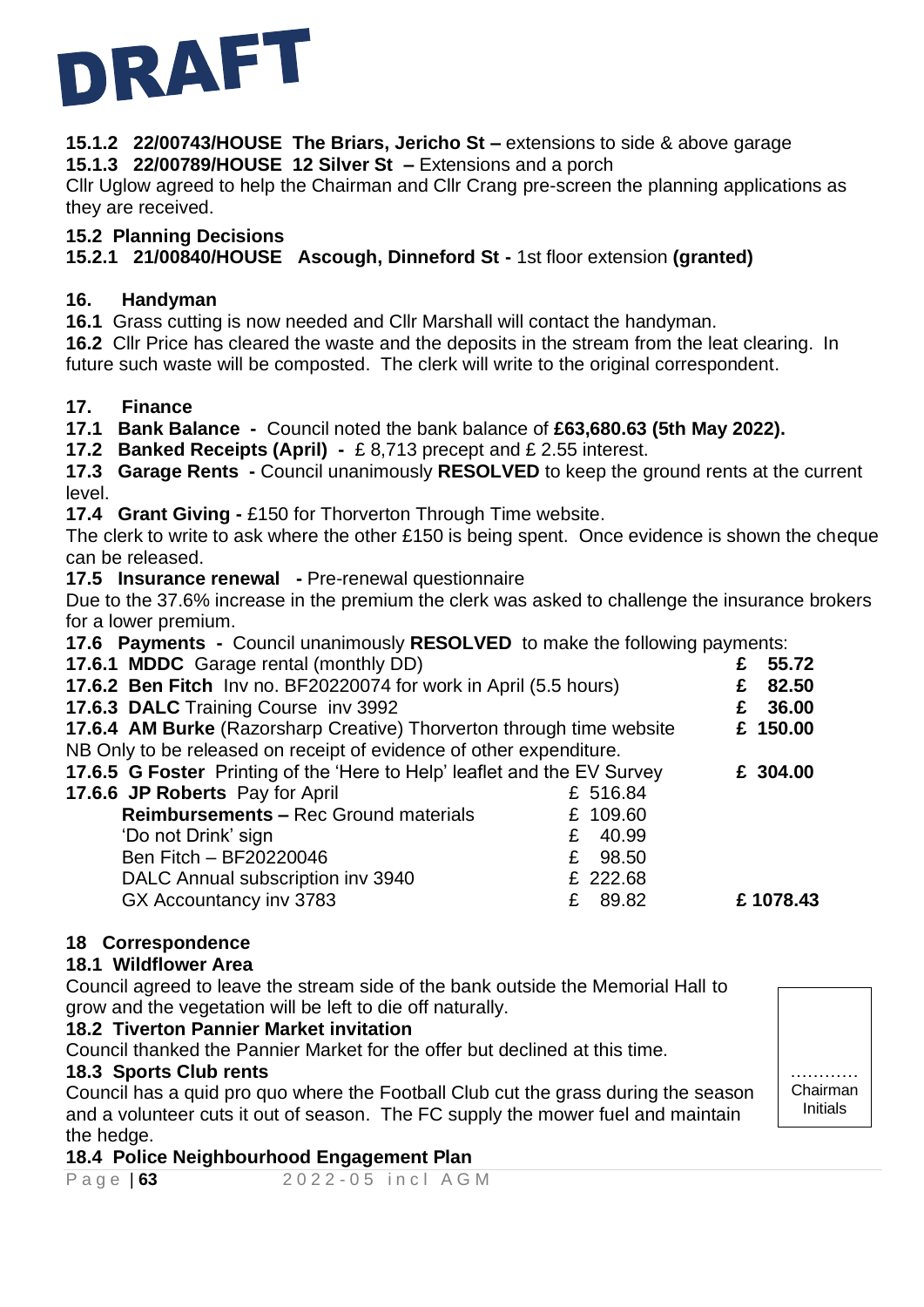DRAFT

**15.1.2 22/00743/HOUSE The Briars, Jericho St –** extensions to side & above garage
**15.1.3 22/00789/HOUSE 12 Silver St –** Extensions and a porch
Cllr Uglow agreed to help the Chairman and Cllr Crang pre-screen the planning applications as they are received.

**15.2 Planning Decisions**
**15.2.1 21/00840/HOUSE Ascough, Dinneford St -** 1st floor extension **(granted)**

**16. Handyman**
**16.1** Grass cutting is now needed and Cllr Marshall will contact the handyman.
**16.2** Cllr Price has cleared the waste and the deposits in the stream from the leat clearing. In future such waste will be composted. The clerk will write to the original correspondent.

**17. Finance**
**17.1 Bank Balance -** Council noted the bank balance of **£63,680.63 (5th May 2022).**
**17.2 Banked Receipts (April) -** £ 8,713 precept and £ 2.55 interest.
**17.3 Garage Rents -** Council unanimously **RESOLVED** to keep the ground rents at the current level.
**17.4 Grant Giving -** £150 for Thorverton Through Time website.
The clerk to write to ask where the other £150 is being spent. Once evidence is shown the cheque can be released.
**17.5 Insurance renewal -** Pre-renewal questionnaire
Due to the 37.6% increase in the premium the clerk was asked to challenge the insurance brokers for a lower premium.
**17.6 Payments -** Council unanimously **RESOLVED** to make the following payments:

| | | |
|---|---|---|
| **17.6.1 MDDC** Garage rental (monthly DD) | | **£ 55.72** |
| **17.6.2 Ben Fitch** Inv no. BF20220074 for work in April (5.5 hours) | | **£ 82.50** |
| **17.6.3 DALC** Training Course inv 3992 | | **£ 36.00** |
| **17.6.4 AM Burke** (Razorsharp Creative) Thorverton through time website | | **£ 150.00** |
| NB Only to be released on receipt of evidence of other expenditure. | | |
| **17.6.5 G Foster** Printing of the 'Here to Help' leaflet and the EV Survey | | **£ 304.00** |
| **17.6.6 JP Roberts** Pay for April | £ 516.84 | |
| **Reimbursements –** Rec Ground materials | £ 109.60 | |
| 'Do not Drink' sign | £ 40.99 | |
| Ben Fitch – BF20220046 | £ 98.50 | |
| DALC Annual subscription inv 3940 | £ 222.68 | |
| GX Accountancy inv 3783 | £ 89.82 | **£ 1078.43** |

**18 Correspondence**
**18.1 Wildflower Area**
Council agreed to leave the stream side of the bank outside the Memorial Hall to grow and the vegetation will be left to die off naturally.
**18.2 Tiverton Pannier Market invitation**
Council thanked the Pannier Market for the offer but declined at this time.
**18.3 Sports Club rents**
Council has a quid pro quo where the Football Club cut the grass during the season and a volunteer cuts it out of season. The FC supply the mower fuel and maintain the hedge.
**18.4 Police Neighbourhood Engagement Plan**

………… Chairman Initials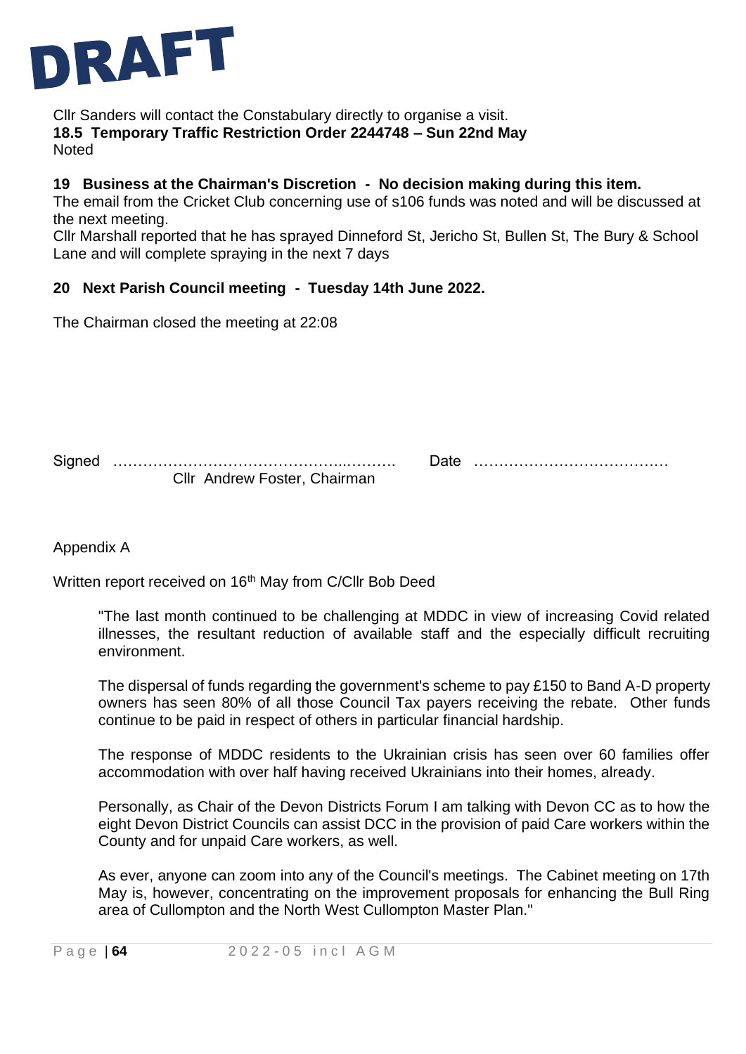DRAFT

Cllr Sanders will contact the Constabulary directly to organise a visit.

**18.5 Temporary Traffic Restriction Order 2244748 – Sun 22nd May**

Noted

**19 Business at the Chairman's Discretion - No decision making during this item.**

The email from the Cricket Club concerning use of s106 funds was noted and will be discussed at the next meeting.

Cllr Marshall reported that he has sprayed Dinneford St, Jericho St, Bullen St, The Bury & School Lane and will complete spraying in the next 7 days

**20 Next Parish Council meeting - Tuesday 14th June 2022.**

The Chairman closed the meeting at 22:08

Signed …………………………………………..………. Date …………………………………

Cllr Andrew Foster, Chairman

Appendix A

Written report received on 16th May from C/Cllr Bob Deed

"The last month continued to be challenging at MDDC in view of increasing Covid related illnesses, the resultant reduction of available staff and the especially difficult recruiting environment.

The dispersal of funds regarding the government's scheme to pay £150 to Band A-D property owners has seen 80% of all those Council Tax payers receiving the rebate. Other funds continue to be paid in respect of others in particular financial hardship.

The response of MDDC residents to the Ukrainian crisis has seen over 60 families offer accommodation with over half having received Ukrainians into their homes, already.

Personally, as Chair of the Devon Districts Forum I am talking with Devon CC as to how the eight Devon District Councils can assist DCC in the provision of paid Care workers within the County and for unpaid Care workers, as well.

As ever, anyone can zoom into any of the Council's meetings. The Cabinet meeting on 17th May is, however, concentrating on the improvement proposals for enhancing the Bull Ring area of Cullompton and the North West Cullompton Master Plan."